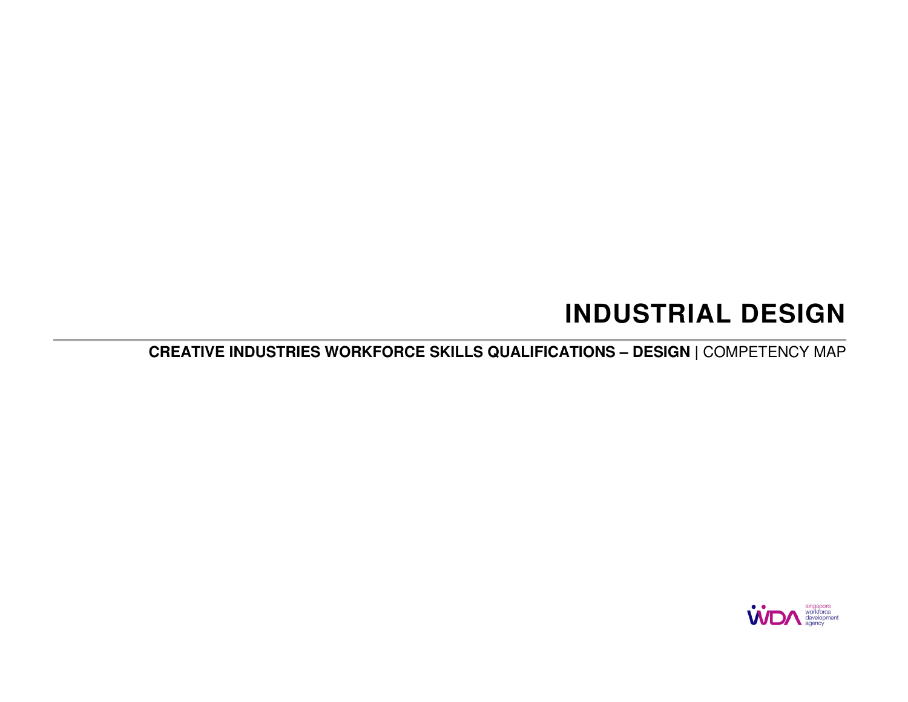# INDUSTRIAL DESIGN

**CREATIVE INDUSTRIES WORKFORCE SKILLS QUALIFICATIONS – DESIGN** | COMPETENCY MAP

WDA singapore workforce development agency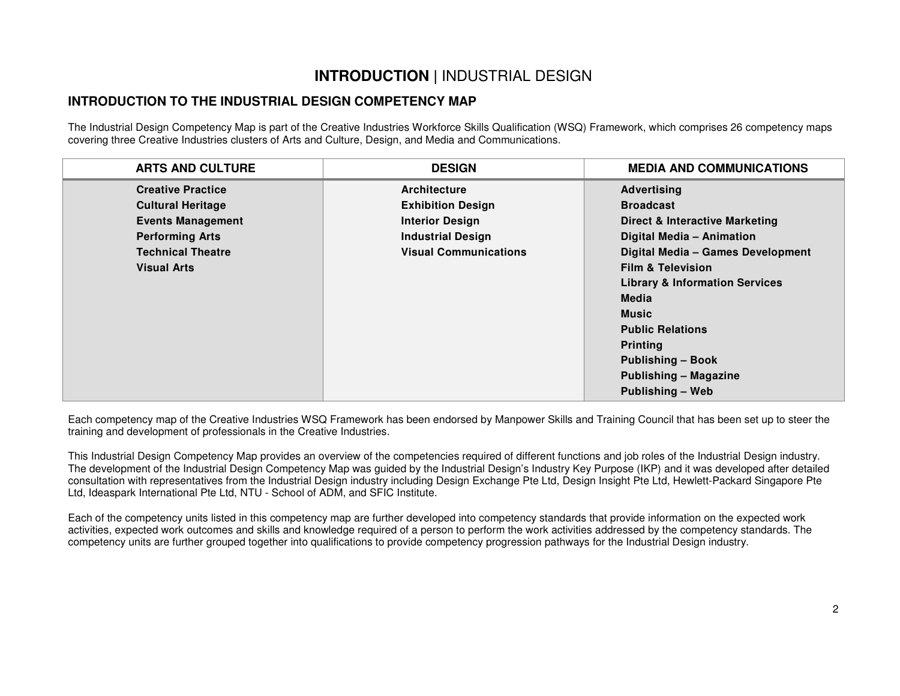# **INTRODUCTION** | INDUSTRIAL DESIGN

## INTRODUCTION TO THE INDUSTRIAL DESIGN COMPETENCY MAP

The Industrial Design Competency Map is part of the Creative Industries Workforce Skills Qualification (WSQ) Framework, which comprises 26 competency maps covering three Creative Industries clusters of Arts and Culture, Design, and Media and Communications.

| ARTS AND CULTURE | DESIGN | MEDIA AND COMMUNICATIONS |
|---|---|---|
| **Creative Practice** | **Architecture** | **Advertising** |
| **Cultural Heritage** | **Exhibition Design** | **Broadcast** |
| **Events Management** | **Interior Design** | **Direct & Interactive Marketing** |
| **Performing Arts** | **Industrial Design** | **Digital Media – Animation** |
| **Technical Theatre** | **Visual Communications** | **Digital Media – Games Development** |
| **Visual Arts** | | **Film & Television** |
| | | **Library & Information Services** |
| | | **Media** |
| | | **Music** |
| | | **Public Relations** |
| | | **Printing** |
| | | **Publishing – Book** |
| | | **Publishing – Magazine** |
| | | **Publishing – Web** |

Each competency map of the Creative Industries WSQ Framework has been endorsed by Manpower Skills and Training Council that has been set up to steer the training and development of professionals in the Creative Industries.

This Industrial Design Competency Map provides an overview of the competencies required of different functions and job roles of the Industrial Design industry. The development of the Industrial Design Competency Map was guided by the Industrial Design's Industry Key Purpose (IKP) and it was developed after detailed consultation with representatives from the Industrial Design industry including Design Exchange Pte Ltd, Design Insight Pte Ltd, Hewlett-Packard Singapore Pte Ltd, Ideaspark International Pte Ltd, NTU - School of ADM, and SFIC Institute.

Each of the competency units listed in this competency map are further developed into competency standards that provide information on the expected work activities, expected work outcomes and skills and knowledge required of a person to perform the work activities addressed by the competency standards. The competency units are further grouped together into qualifications to provide competency progression pathways for the Industrial Design industry.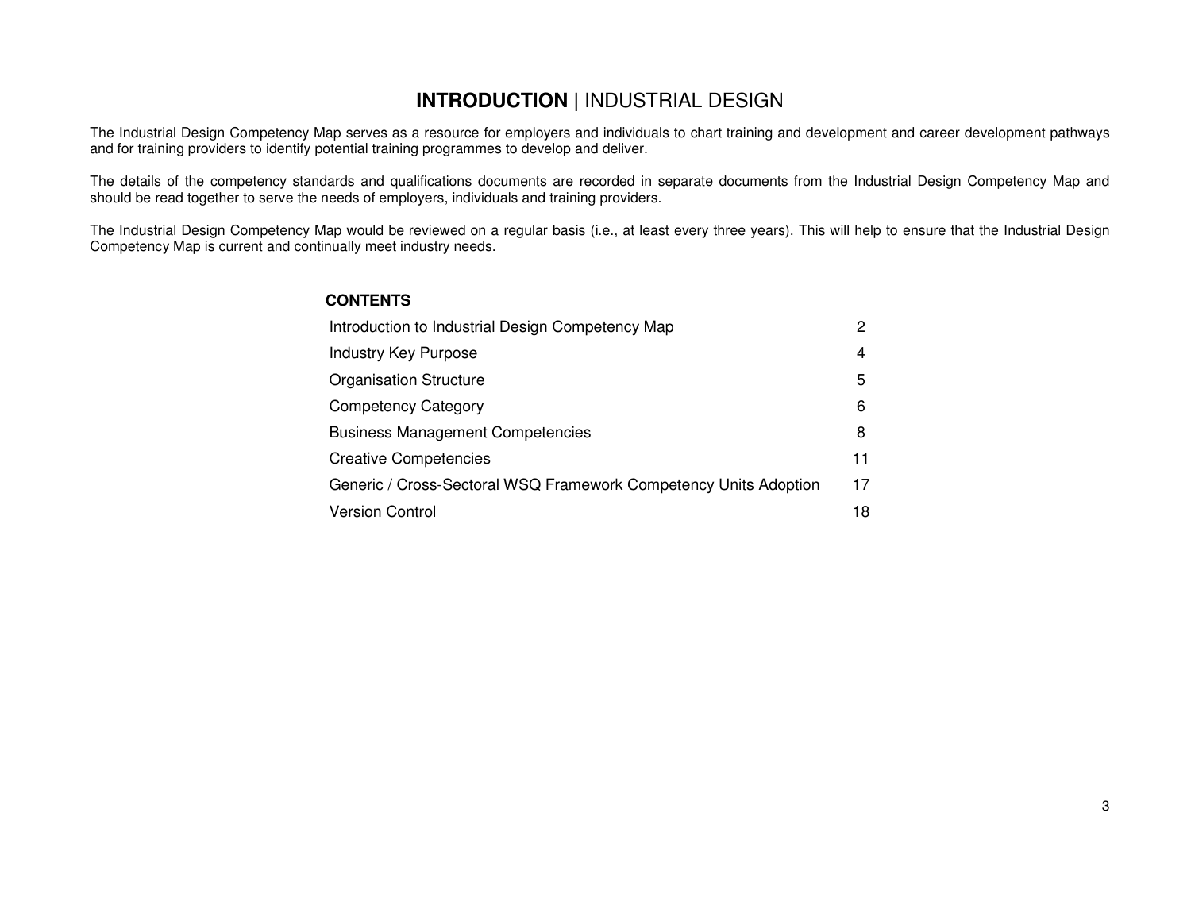# **INTRODUCTION** | INDUSTRIAL DESIGN

The Industrial Design Competency Map serves as a resource for employers and individuals to chart training and development and career development pathways and for training providers to identify potential training programmes to develop and deliver.

The details of the competency standards and qualifications documents are recorded in separate documents from the Industrial Design Competency Map and should be read together to serve the needs of employers, individuals and training providers.

The Industrial Design Competency Map would be reviewed on a regular basis (i.e., at least every three years). This will help to ensure that the Industrial Design Competency Map is current and continually meet industry needs.

**CONTENTS**

| | |
|---|---|
| Introduction to Industrial Design Competency Map | 2 |
| Industry Key Purpose | 4 |
| Organisation Structure | 5 |
| Competency Category | 6 |
| Business Management Competencies | 8 |
| Creative Competencies | 11 |
| Generic / Cross-Sectoral WSQ Framework Competency Units Adoption | 17 |
| Version Control | 18 |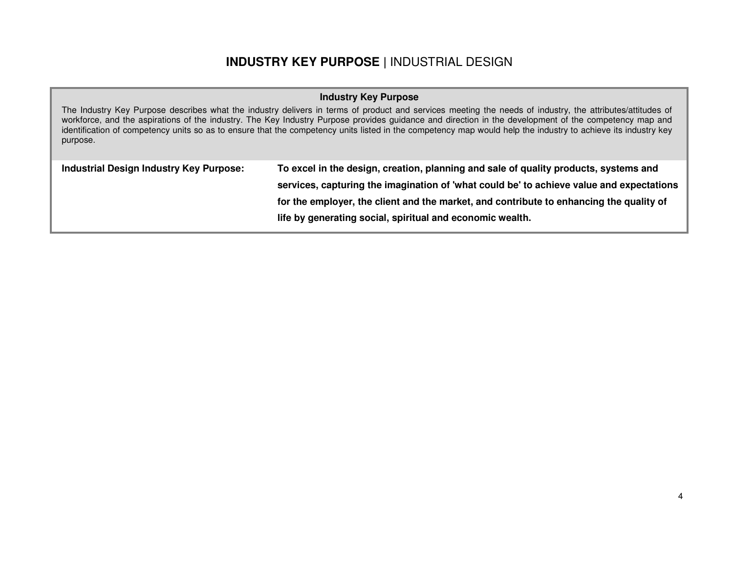# **INDUSTRY KEY PURPOSE** | INDUSTRIAL DESIGN

| **Industry Key Purpose** | |
|---|---|
| The Industry Key Purpose describes what the industry delivers in terms of product and services meeting the needs of industry, the attributes/attitudes of workforce, and the aspirations of the industry. The Key Industry Purpose provides guidance and direction in the development of the competency map and identification of competency units so as to ensure that the competency units listed in the competency map would help the industry to achieve its industry key purpose. | |
| **Industrial Design Industry Key Purpose:** | **To excel in the design, creation, planning and sale of quality products, systems and services, capturing the imagination of 'what could be' to achieve value and expectations for the employer, the client and the market, and contribute to enhancing the quality of life by generating social, spiritual and economic wealth.** |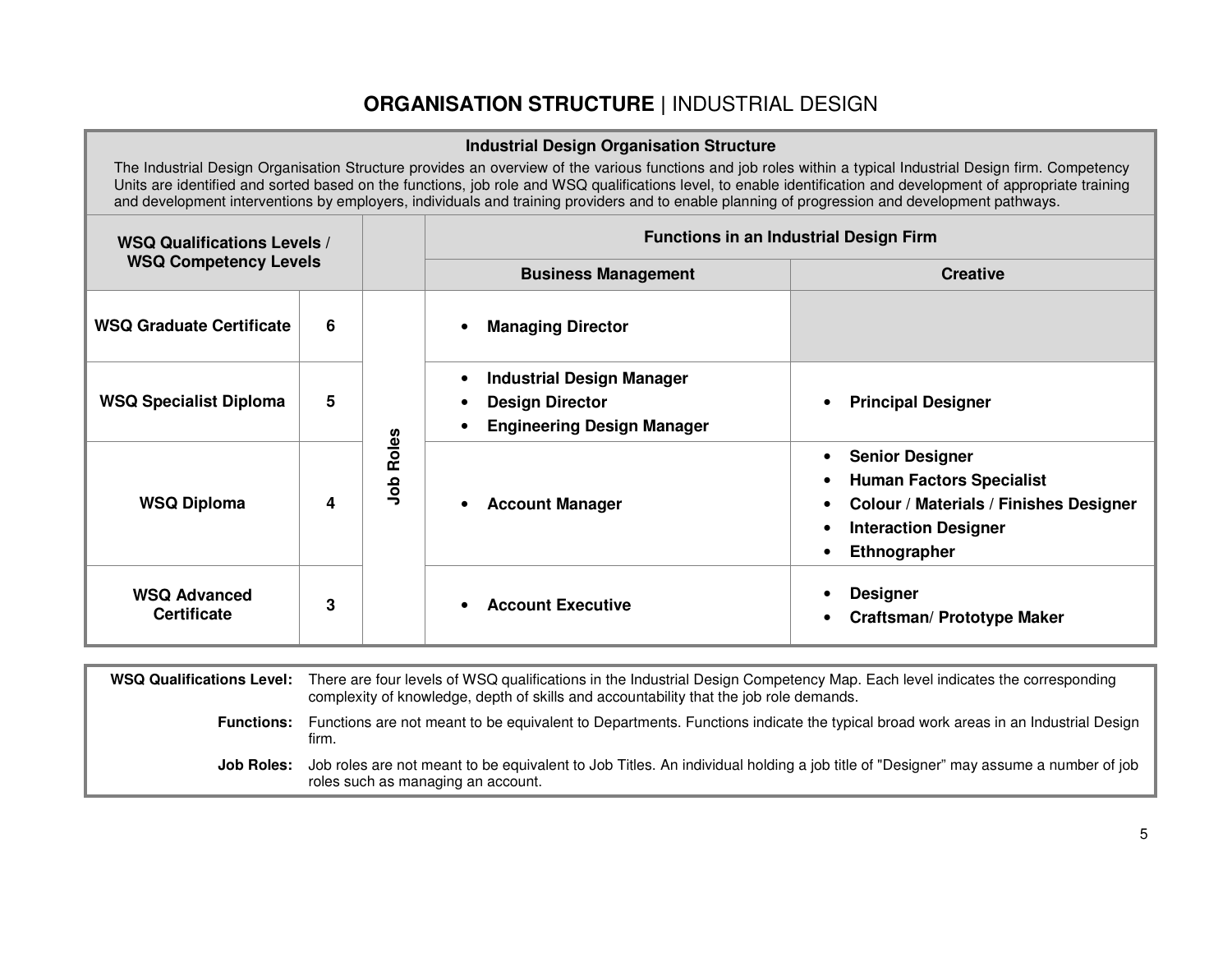# **ORGANISATION STRUCTURE** | INDUSTRIAL DESIGN

**Industrial Design Organisation Structure**

The Industrial Design Organisation Structure provides an overview of the various functions and job roles within a typical Industrial Design firm. Competency Units are identified and sorted based on the functions, job role and WSQ qualifications level, to enable identification and development of appropriate training and development interventions by employers, individuals and training providers and to enable planning of progression and development pathways.

| WSQ Qualifications Levels / WSQ Competency Levels | | | Functions in an Industrial Design Firm | |
|---|---|---|---|---|
| | | | **Business Management** | **Creative** |
| **WSQ Graduate Certificate** | **6** | **Job Roles** | • **Managing Director** | |
| **WSQ Specialist Diploma** | **5** | | • **Industrial Design Manager**<br>• **Design Director**<br>• **Engineering Design Manager** | • **Principal Designer** |
| **WSQ Diploma** | **4** | | • **Account Manager** | • **Senior Designer**<br>• **Human Factors Specialist**<br>• **Colour / Materials / Finishes Designer**<br>• **Interaction Designer**<br>• **Ethnographer** |
| **WSQ Advanced Certificate** | **3** | | • **Account Executive** | • **Designer**<br>• **Craftsman/ Prototype Maker** |

**WSQ Qualifications Level:** There are four levels of WSQ qualifications in the Industrial Design Competency Map. Each level indicates the corresponding complexity of knowledge, depth of skills and accountability that the job role demands.

**Functions:** Functions are not meant to be equivalent to Departments. Functions indicate the typical broad work areas in an Industrial Design firm.

**Job Roles:** Job roles are not meant to be equivalent to Job Titles. An individual holding a job title of "Designer" may assume a number of job roles such as managing an account.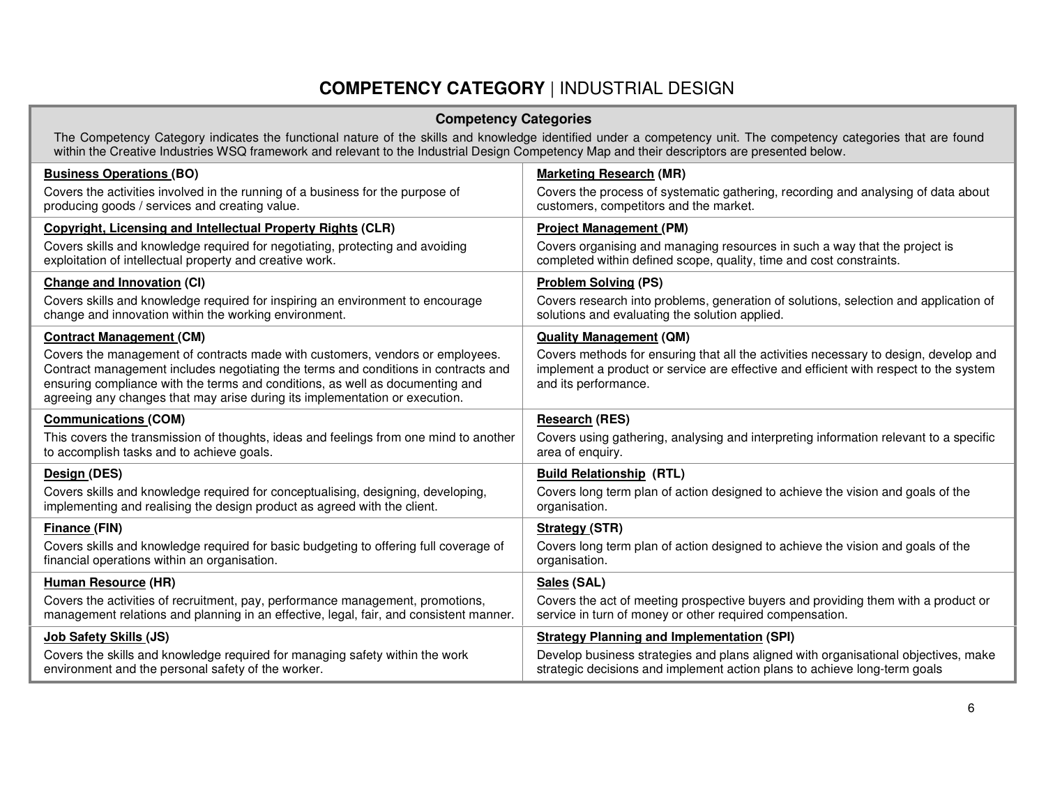# **COMPETENCY CATEGORY** | INDUSTRIAL DESIGN

| **Competency Categories** | |
|---|---|
| The Competency Category indicates the functional nature of the skills and knowledge identified under a competency unit. The competency categories that are found within the Creative Industries WSQ framework and relevant to the Industrial Design Competency Map and their descriptors are presented below. | |
| **Business Operations (BO)**<br>Covers the activities involved in the running of a business for the purpose of producing goods / services and creating value. | **Marketing Research (MR)**<br>Covers the process of systematic gathering, recording and analysing of data about customers, competitors and the market. |
| **Copyright, Licensing and Intellectual Property Rights (CLR)**<br>Covers skills and knowledge required for negotiating, protecting and avoiding exploitation of intellectual property and creative work. | **Project Management (PM)**<br>Covers organising and managing resources in such a way that the project is completed within defined scope, quality, time and cost constraints. |
| **Change and Innovation (CI)**<br>Covers skills and knowledge required for inspiring an environment to encourage change and innovation within the working environment. | **Problem Solving (PS)**<br>Covers research into problems, generation of solutions, selection and application of solutions and evaluating the solution applied. |
| **Contract Management (CM)**<br>Covers the management of contracts made with customers, vendors or employees. Contract management includes negotiating the terms and conditions in contracts and ensuring compliance with the terms and conditions, as well as documenting and agreeing any changes that may arise during its implementation or execution. | **Quality Management (QM)**<br>Covers methods for ensuring that all the activities necessary to design, develop and implement a product or service are effective and efficient with respect to the system and its performance. |
| **Communications (COM)**<br>This covers the transmission of thoughts, ideas and feelings from one mind to another to accomplish tasks and to achieve goals. | **Research (RES)**<br>Covers using gathering, analysing and interpreting information relevant to a specific area of enquiry. |
| **Design (DES)**<br>Covers skills and knowledge required for conceptualising, designing, developing, implementing and realising the design product as agreed with the client. | **Build Relationship (RTL)**<br>Covers long term plan of action designed to achieve the vision and goals of the organisation. |
| **Finance (FIN)**<br>Covers skills and knowledge required for basic budgeting to offering full coverage of financial operations within an organisation. | **Strategy (STR)**<br>Covers long term plan of action designed to achieve the vision and goals of the organisation. |
| **Human Resource (HR)**<br>Covers the activities of recruitment, pay, performance management, promotions, management relations and planning in an effective, legal, fair, and consistent manner. | **Sales (SAL)**<br>Covers the act of meeting prospective buyers and providing them with a product or service in turn of money or other required compensation. |
| **Job Safety Skills (JS)**<br>Covers the skills and knowledge required for managing safety within the work environment and the personal safety of the worker. | **Strategy Planning and Implementation (SPI)**<br>Develop business strategies and plans aligned with organisational objectives, make strategic decisions and implement action plans to achieve long-term goals |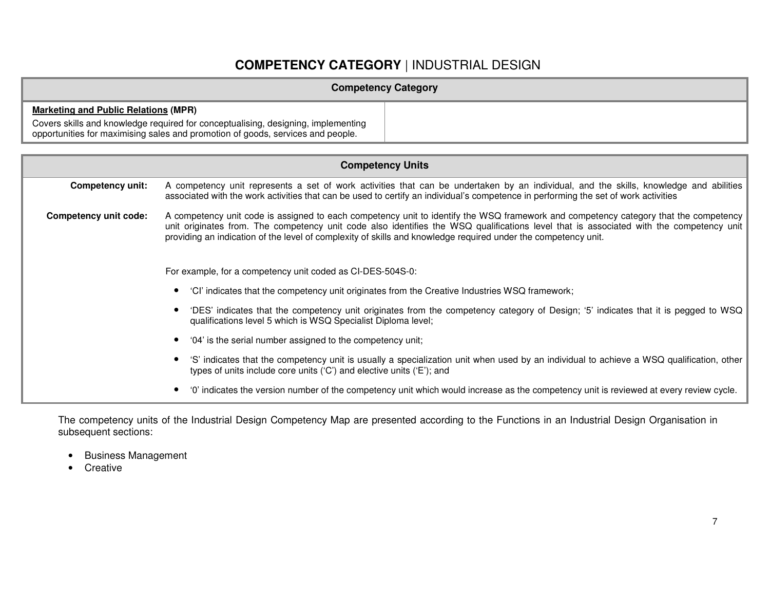# **COMPETENCY CATEGORY** | INDUSTRIAL DESIGN

| Competency Category | |
|---|---|
| **Marketing and Public Relations (MPR)**<br>Covers skills and knowledge required for conceptualising, designing, implementing opportunities for maximising sales and promotion of goods, services and people. | |

| Competency Units | |
|---|---|
| **Competency unit:** | A competency unit represents a set of work activities that can be undertaken by an individual, and the skills, knowledge and abilities associated with the work activities that can be used to certify an individual's competence in performing the set of work activities |
| **Competency unit code:** | A competency unit code is assigned to each competency unit to identify the WSQ framework and competency category that the competency unit originates from. The competency unit code also identifies the WSQ qualifications level that is associated with the competency unit providing an indication of the level of complexity of skills and knowledge required under the competency unit.<br><br>For example, for a competency unit coded as CI-DES-504S-0:<br>• 'CI' indicates that the competency unit originates from the Creative Industries WSQ framework;<br>• 'DES' indicates that the competency unit originates from the competency category of Design; '5' indicates that it is pegged to WSQ qualifications level 5 which is WSQ Specialist Diploma level;<br>• '04' is the serial number assigned to the competency unit;<br>• 'S' indicates that the competency unit is usually a specialization unit when used by an individual to achieve a WSQ qualification, other types of units include core units ('C') and elective units ('E'); and<br>• '0' indicates the version number of the competency unit which would increase as the competency unit is reviewed at every review cycle. |

The competency units of the Industrial Design Competency Map are presented according to the Functions in an Industrial Design Organisation in subsequent sections:

- Business Management
- Creative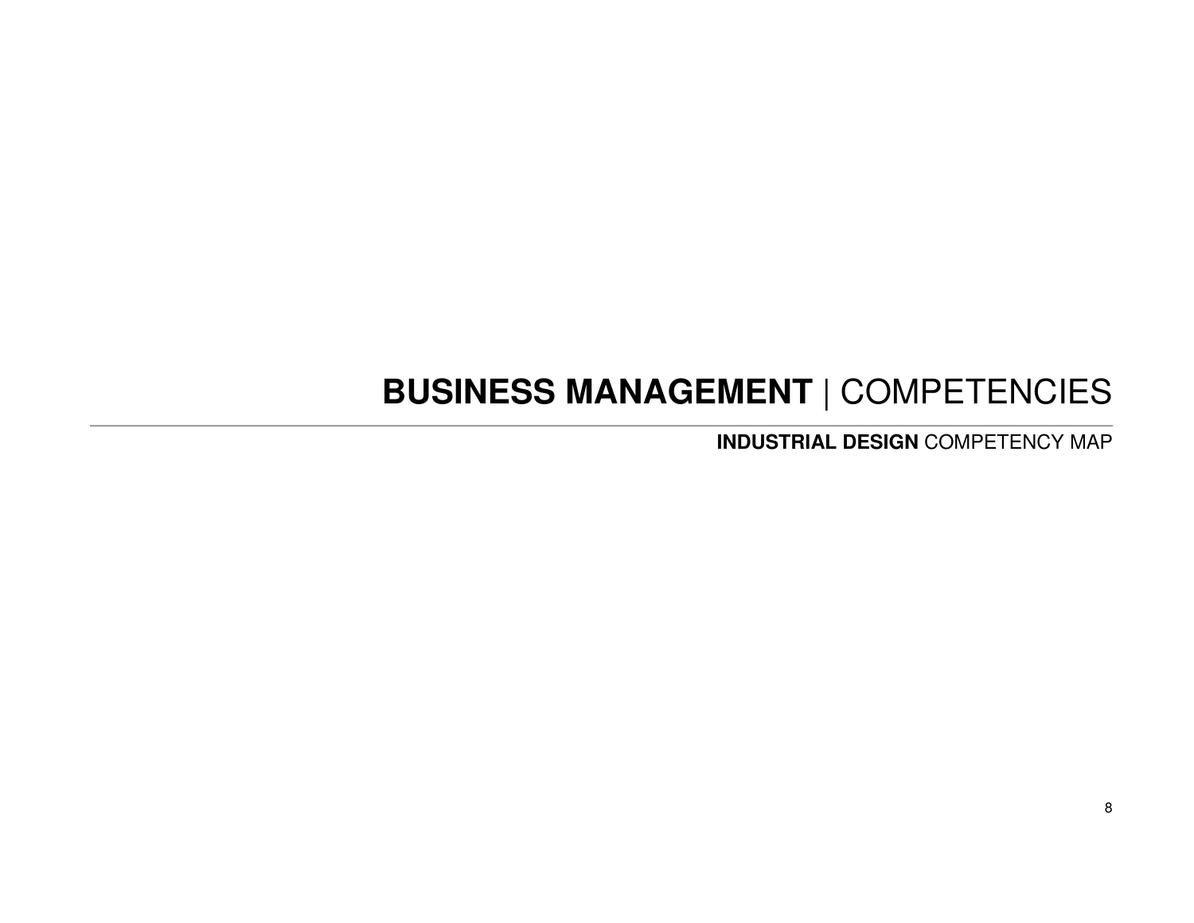# **BUSINESS MANAGEMENT** | COMPETENCIES

**INDUSTRIAL DESIGN** COMPETENCY MAP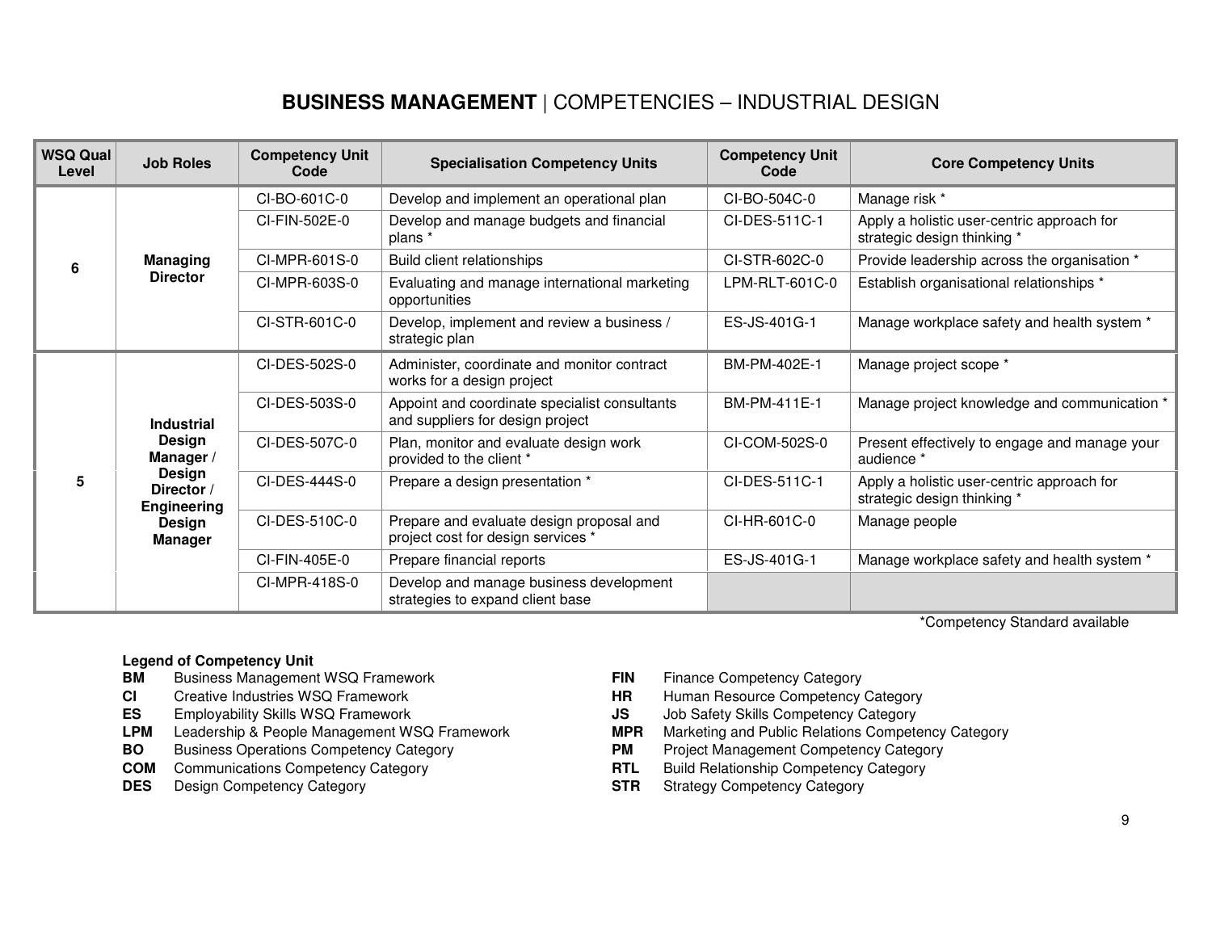# **BUSINESS MANAGEMENT** | COMPETENCIES – INDUSTRIAL DESIGN

| WSQ Qual Level | Job Roles | Competency Unit Code | Specialisation Competency Units | Competency Unit Code | Core Competency Units |
|---|---|---|---|---|---|
| 6 | **Managing Director** | CI-BO-601C-0 | Develop and implement an operational plan | CI-BO-504C-0 | Manage risk * |
| | | CI-FIN-502E-0 | Develop and manage budgets and financial plans * | CI-DES-511C-1 | Apply a holistic user-centric approach for strategic design thinking * |
| | | CI-MPR-601S-0 | Build client relationships | CI-STR-602C-0 | Provide leadership across the organisation * |
| | | CI-MPR-603S-0 | Evaluating and manage international marketing opportunities | LPM-RLT-601C-0 | Establish organisational relationships * |
| | | CI-STR-601C-0 | Develop, implement and review a business / strategic plan | ES-JS-401G-1 | Manage workplace safety and health system * |
| 5 | **Industrial Design Manager / Design Director / Engineering Design Manager** | CI-DES-502S-0 | Administer, coordinate and monitor contract works for a design project | BM-PM-402E-1 | Manage project scope * |
| | | CI-DES-503S-0 | Appoint and coordinate specialist consultants and suppliers for design project | BM-PM-411E-1 | Manage project knowledge and communication * |
| | | CI-DES-507C-0 | Plan, monitor and evaluate design work provided to the client * | CI-COM-502S-0 | Present effectively to engage and manage your audience * |
| | | CI-DES-444S-0 | Prepare a design presentation * | CI-DES-511C-1 | Apply a holistic user-centric approach for strategic design thinking * |
| | | CI-DES-510C-0 | Prepare and evaluate design proposal and project cost for design services * | CI-HR-601C-0 | Manage people |
| | | CI-FIN-405E-0 | Prepare financial reports | ES-JS-401G-1 | Manage workplace safety and health system * |
| | | CI-MPR-418S-0 | Develop and manage business development strategies to expand client base | | |

*Competency Standard available

**Legend of Competency Unit**

**BM** Business Management WSQ Framework
**CI** Creative Industries WSQ Framework
**ES** Employability Skills WSQ Framework
**LPM** Leadership & People Management WSQ Framework
**BO** Business Operations Competency Category
**COM** Communications Competency Category
**DES** Design Competency Category
**FIN** Finance Competency Category
**HR** Human Resource Competency Category
**JS** Job Safety Skills Competency Category
**MPR** Marketing and Public Relations Competency Category
**PM** Project Management Competency Category
**RTL** Build Relationship Competency Category
**STR** Strategy Competency Category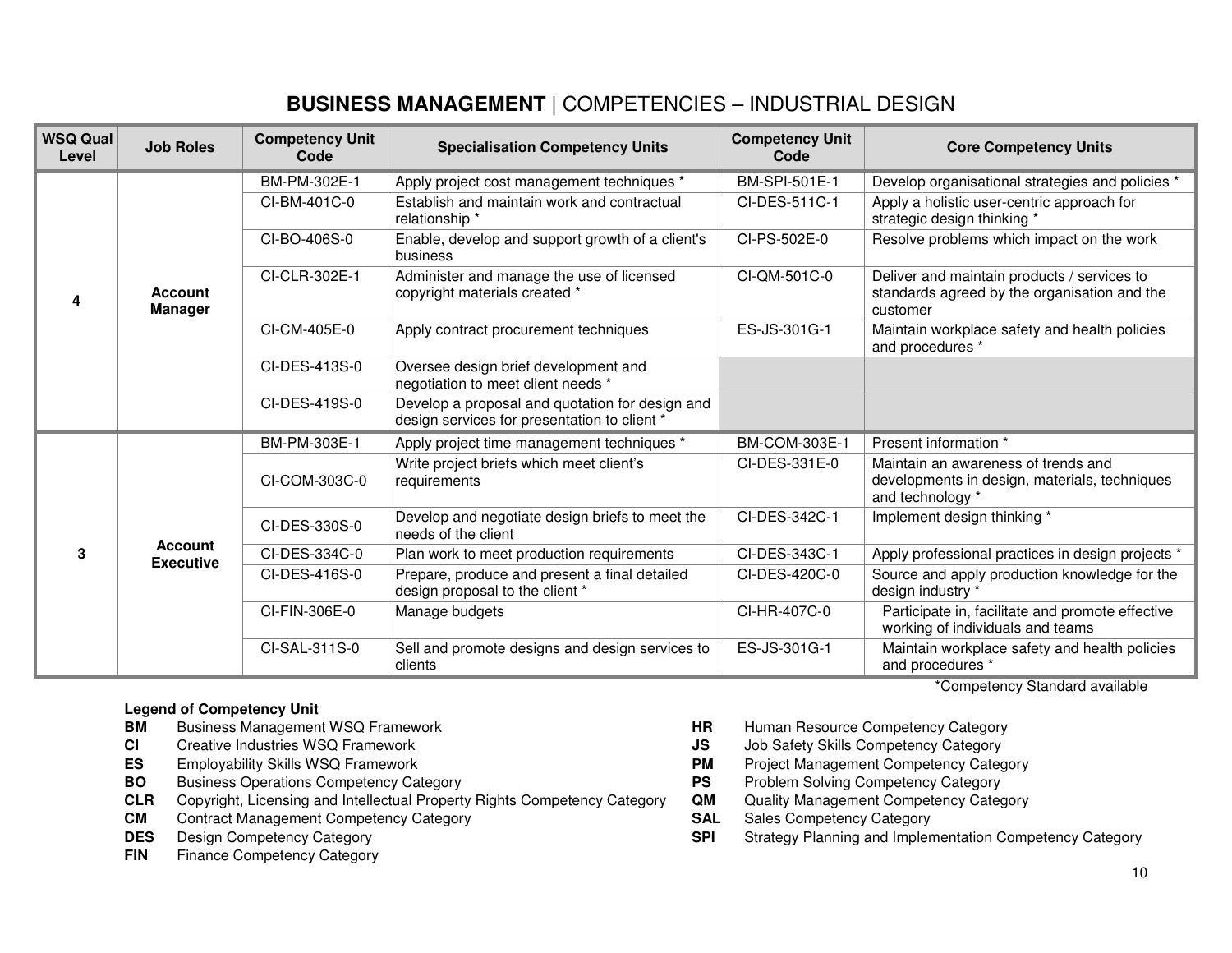# **BUSINESS MANAGEMENT** | COMPETENCIES – INDUSTRIAL DESIGN

| WSQ Qual Level | Job Roles | Competency Unit Code | Specialisation Competency Units | Competency Unit Code | Core Competency Units |
|---|---|---|---|---|---|
| 4 | Account Manager | BM-PM-302E-1 | Apply project cost management techniques * | BM-SPI-501E-1 | Develop organisational strategies and policies * |
| | | CI-BM-401C-0 | Establish and maintain work and contractual relationship * | CI-DES-511C-1 | Apply a holistic user-centric approach for strategic design thinking * |
| | | CI-BO-406S-0 | Enable, develop and support growth of a client's business | CI-PS-502E-0 | Resolve problems which impact on the work |
| | | CI-CLR-302E-1 | Administer and manage the use of licensed copyright materials created * | CI-QM-501C-0 | Deliver and maintain products / services to standards agreed by the organisation and the customer |
| | | CI-CM-405E-0 | Apply contract procurement techniques | ES-JS-301G-1 | Maintain workplace safety and health policies and procedures * |
| | | CI-DES-413S-0 | Oversee design brief development and negotiation to meet client needs * | | |
| | | CI-DES-419S-0 | Develop a proposal and quotation for design and design services for presentation to client * | | |
| 3 | Account Executive | BM-PM-303E-1 | Apply project time management techniques * | BM-COM-303E-1 | Present information * |
| | | CI-COM-303C-0 | Write project briefs which meet client's requirements | CI-DES-331E-0 | Maintain an awareness of trends and developments in design, materials, techniques and technology * |
| | | CI-DES-330S-0 | Develop and negotiate design briefs to meet the needs of the client | CI-DES-342C-1 | Implement design thinking * |
| | | CI-DES-334C-0 | Plan work to meet production requirements | CI-DES-343C-1 | Apply professional practices in design projects * |
| | | CI-DES-416S-0 | Prepare, produce and present a final detailed design proposal to the client * | CI-DES-420C-0 | Source and apply production knowledge for the design industry * |
| | | CI-FIN-306E-0 | Manage budgets | CI-HR-407C-0 | Participate in, facilitate and promote effective working of individuals and teams |
| | | CI-SAL-311S-0 | Sell and promote designs and design services to clients | ES-JS-301G-1 | Maintain workplace safety and health policies and procedures * |

*Competency Standard available

**Legend of Competency Unit**

| | |
|---|---|
| **BM** | Business Management WSQ Framework |
| **CI** | Creative Industries WSQ Framework |
| **ES** | Employability Skills WSQ Framework |
| **BO** | Business Operations Competency Category |
| **CLR** | Copyright, Licensing and Intellectual Property Rights Competency Category |
| **CM** | Contract Management Competency Category |
| **DES** | Design Competency Category |
| **FIN** | Finance Competency Category |
| **HR** | Human Resource Competency Category |
| **JS** | Job Safety Skills Competency Category |
| **PM** | Project Management Competency Category |
| **PS** | Problem Solving Competency Category |
| **QM** | Quality Management Competency Category |
| **SAL** | Sales Competency Category |
| **SPI** | Strategy Planning and Implementation Competency Category |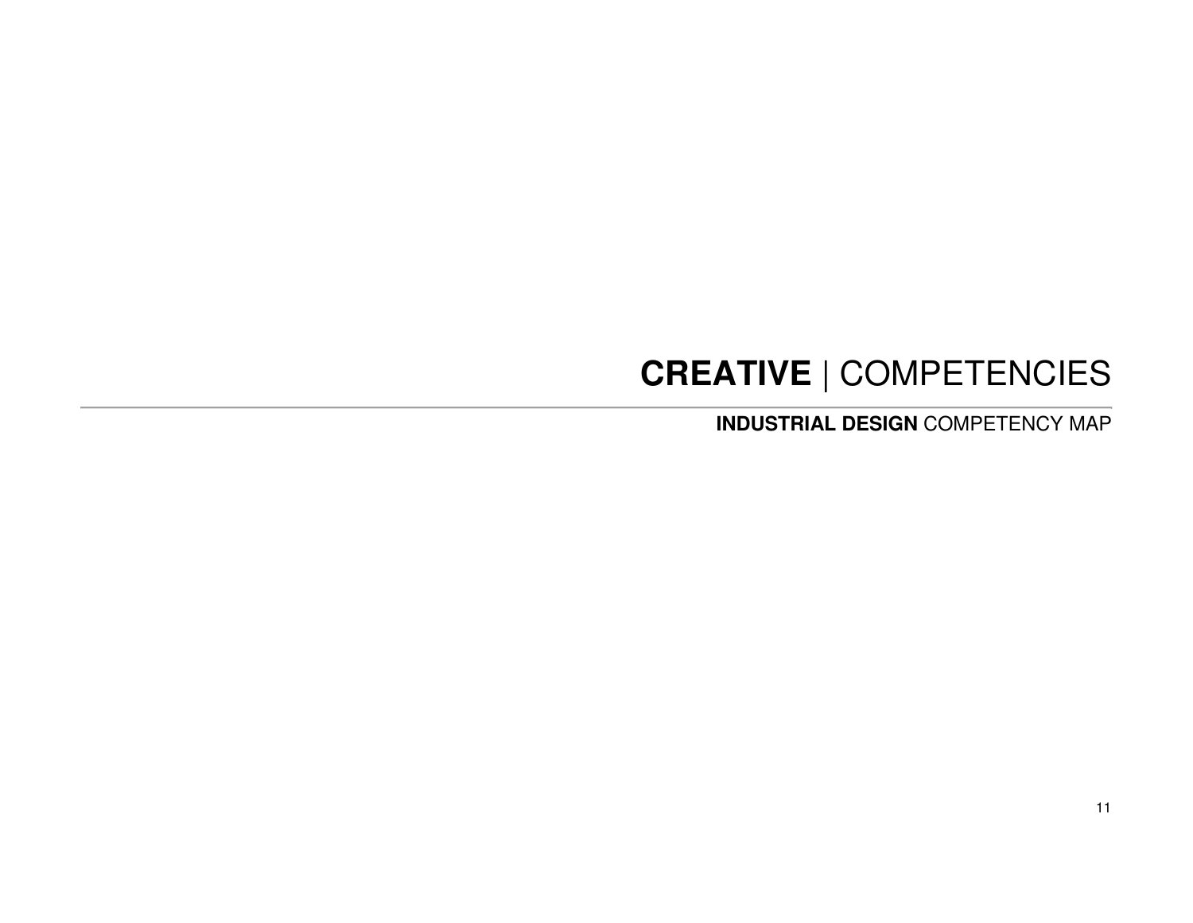# **CREATIVE** | COMPETENCIES

## **INDUSTRIAL DESIGN** COMPETENCY MAP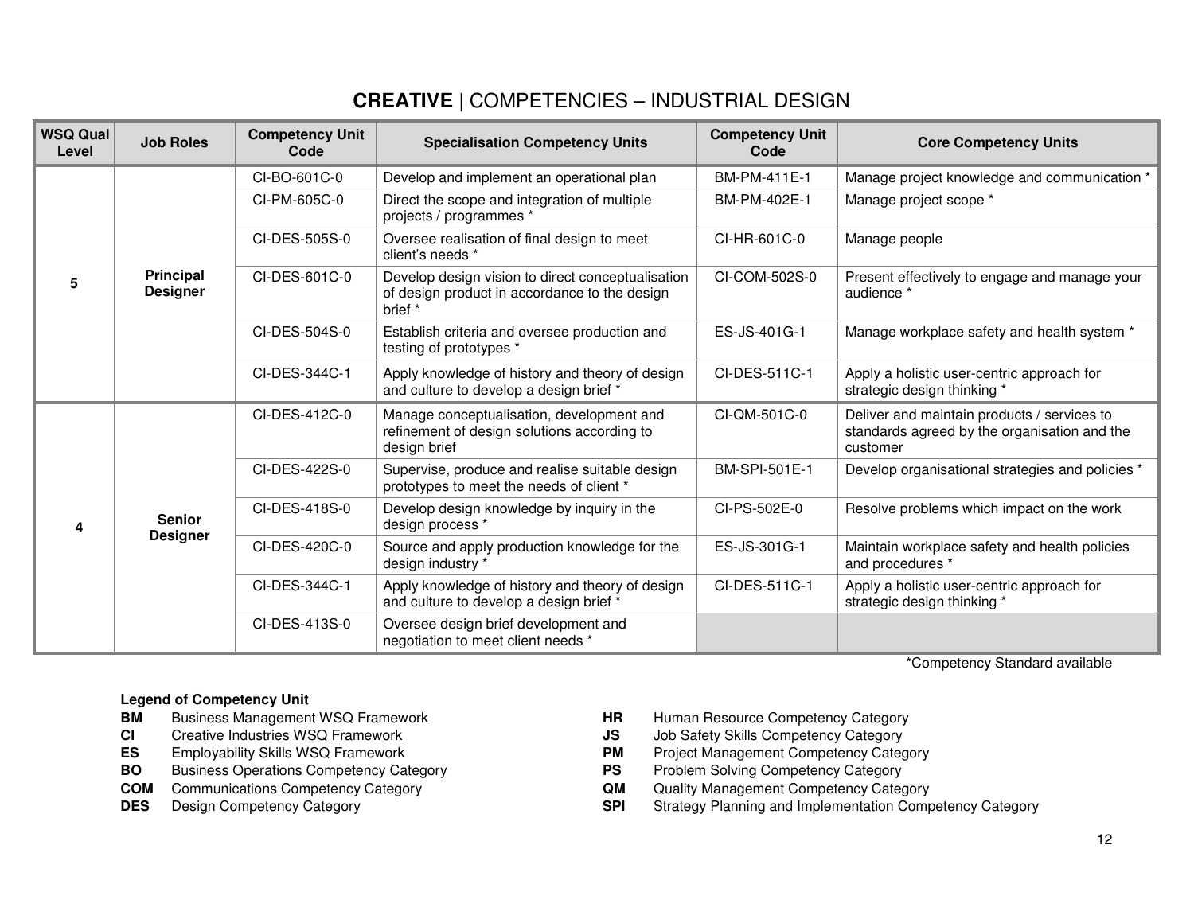# **CREATIVE** | COMPETENCIES – INDUSTRIAL DESIGN

| WSQ Qual Level | Job Roles | Competency Unit Code | Specialisation Competency Units | Competency Unit Code | Core Competency Units |
|---|---|---|---|---|---|
| 5 | **Principal Designer** | CI-BO-601C-0 | Develop and implement an operational plan | BM-PM-411E-1 | Manage project knowledge and communication * |
| | | CI-PM-605C-0 | Direct the scope and integration of multiple projects / programmes * | BM-PM-402E-1 | Manage project scope * |
| | | CI-DES-505S-0 | Oversee realisation of final design to meet client's needs * | CI-HR-601C-0 | Manage people |
| | | CI-DES-601C-0 | Develop design vision to direct conceptualisation of design product in accordance to the design brief * | CI-COM-502S-0 | Present effectively to engage and manage your audience * |
| | | CI-DES-504S-0 | Establish criteria and oversee production and testing of prototypes * | ES-JS-401G-1 | Manage workplace safety and health system * |
| | | CI-DES-344C-1 | Apply knowledge of history and theory of design and culture to develop a design brief * | CI-DES-511C-1 | Apply a holistic user-centric approach for strategic design thinking * |
| 4 | **Senior Designer** | CI-DES-412C-0 | Manage conceptualisation, development and refinement of design solutions according to design brief | CI-QM-501C-0 | Deliver and maintain products / services to standards agreed by the organisation and the customer |
| | | CI-DES-422S-0 | Supervise, produce and realise suitable design prototypes to meet the needs of client * | BM-SPI-501E-1 | Develop organisational strategies and policies * |
| | | CI-DES-418S-0 | Develop design knowledge by inquiry in the design process * | CI-PS-502E-0 | Resolve problems which impact on the work |
| | | CI-DES-420C-0 | Source and apply production knowledge for the design industry * | ES-JS-301G-1 | Maintain workplace safety and health policies and procedures * |
| | | CI-DES-344C-1 | Apply knowledge of history and theory of design and culture to develop a design brief * | CI-DES-511C-1 | Apply a holistic user-centric approach for strategic design thinking * |
| | | CI-DES-413S-0 | Oversee design brief development and negotiation to meet client needs * | | |

*Competency Standard available

**Legend of Competency Unit**

- **BM** Business Management WSQ Framework
- **CI** Creative Industries WSQ Framework
- **ES** Employability Skills WSQ Framework
- **BO** Business Operations Competency Category
- **COM** Communications Competency Category
- **DES** Design Competency Category
- **HR** Human Resource Competency Category
- **JS** Job Safety Skills Competency Category
- **PM** Project Management Competency Category
- **PS** Problem Solving Competency Category
- **QM** Quality Management Competency Category
- **SPI** Strategy Planning and Implementation Competency Category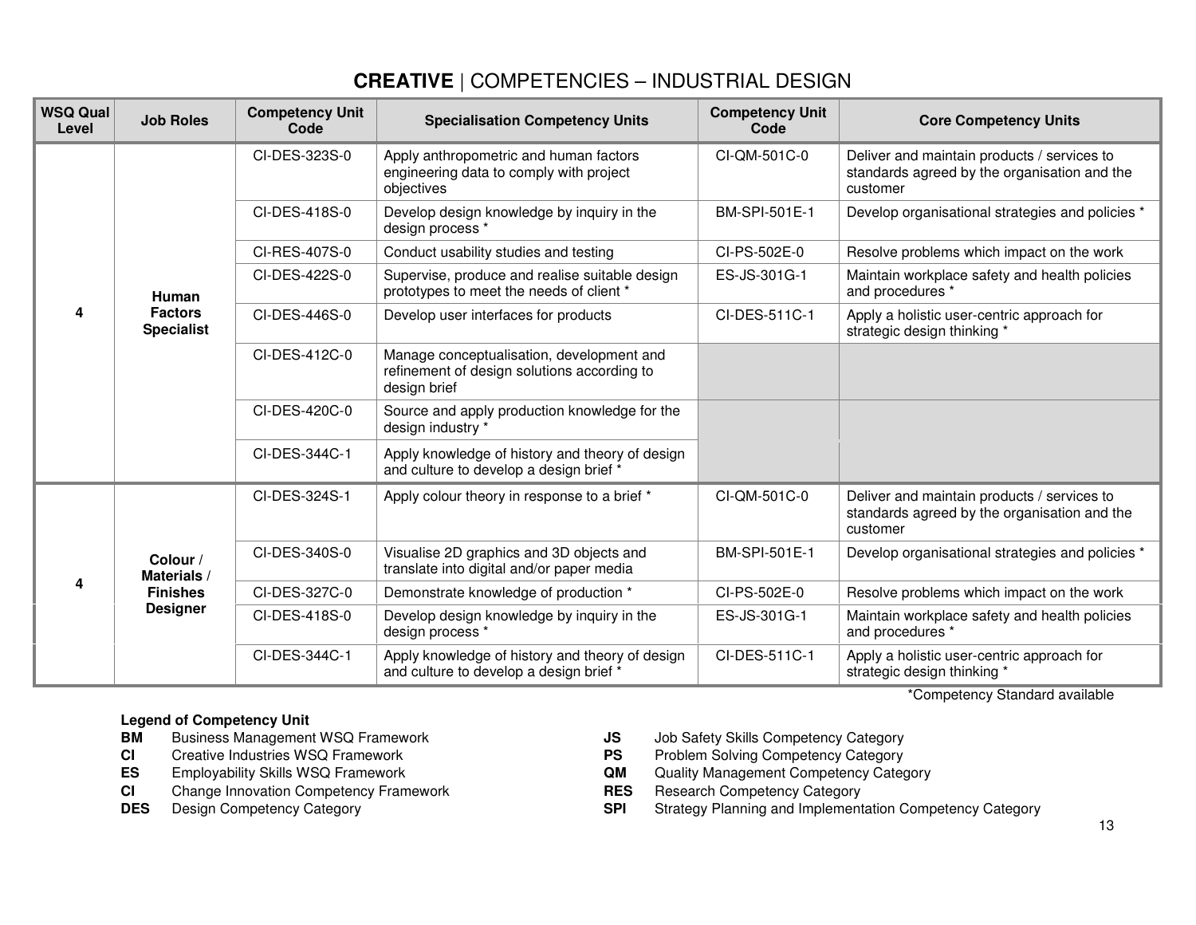# **CREATIVE** | COMPETENCIES – INDUSTRIAL DESIGN

| WSQ Qual Level | Job Roles | Competency Unit Code | Specialisation Competency Units | Competency Unit Code | Core Competency Units |
|---|---|---|---|---|---|
| 4 | Human Factors Specialist | CI-DES-323S-0 | Apply anthropometric and human factors engineering data to comply with project objectives | CI-QM-501C-0 | Deliver and maintain products / services to standards agreed by the organisation and the customer |
| | | CI-DES-418S-0 | Develop design knowledge by inquiry in the design process * | BM-SPI-501E-1 | Develop organisational strategies and policies * |
| | | CI-RES-407S-0 | Conduct usability studies and testing | CI-PS-502E-0 | Resolve problems which impact on the work |
| | | CI-DES-422S-0 | Supervise, produce and realise suitable design prototypes to meet the needs of client * | ES-JS-301G-1 | Maintain workplace safety and health policies and procedures * |
| | | CI-DES-446S-0 | Develop user interfaces for products | CI-DES-511C-1 | Apply a holistic user-centric approach for strategic design thinking * |
| | | CI-DES-412C-0 | Manage conceptualisation, development and refinement of design solutions according to design brief | | |
| | | CI-DES-420C-0 | Source and apply production knowledge for the design industry * | | |
| | | CI-DES-344C-1 | Apply knowledge of history and theory of design and culture to develop a design brief * | | |
| 4 | Colour / Materials / Finishes Designer | CI-DES-324S-1 | Apply colour theory in response to a brief * | CI-QM-501C-0 | Deliver and maintain products / services to standards agreed by the organisation and the customer |
| | | CI-DES-340S-0 | Visualise 2D graphics and 3D objects and translate into digital and/or paper media | BM-SPI-501E-1 | Develop organisational strategies and policies * |
| | | CI-DES-327C-0 | Demonstrate knowledge of production * | CI-PS-502E-0 | Resolve problems which impact on the work |
| | | CI-DES-418S-0 | Develop design knowledge by inquiry in the design process * | ES-JS-301G-1 | Maintain workplace safety and health policies and procedures * |
| | | CI-DES-344C-1 | Apply knowledge of history and theory of design and culture to develop a design brief * | CI-DES-511C-1 | Apply a holistic user-centric approach for strategic design thinking * |

*Competency Standard available

**Legend of Competency Unit**

- **BM** Business Management WSQ Framework
- **CI** Creative Industries WSQ Framework
- **ES** Employability Skills WSQ Framework
- **CI** Change Innovation Competency Framework
- **DES** Design Competency Category
- **JS** Job Safety Skills Competency Category
- **PS** Problem Solving Competency Category
- **QM** Quality Management Competency Category
- **RES** Research Competency Category
- **SPI** Strategy Planning and Implementation Competency Category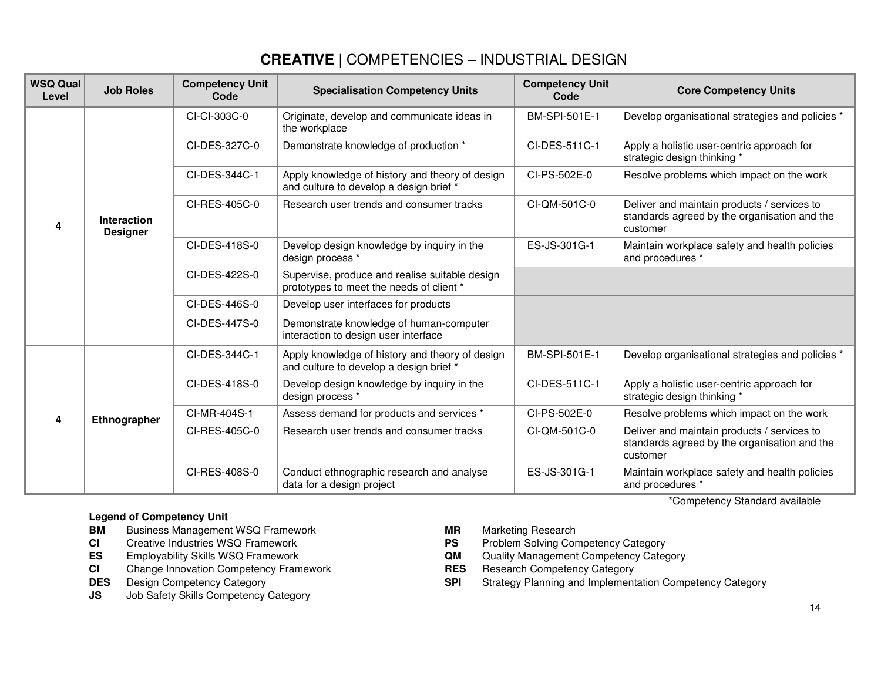# **CREATIVE** | COMPETENCIES – INDUSTRIAL DESIGN

| WSQ Qual Level | Job Roles | Competency Unit Code | Specialisation Competency Units | Competency Unit Code | Core Competency Units |
|---|---|---|---|---|---|
| 4 | **Interaction Designer** | CI-CI-303C-0 | Originate, develop and communicate ideas in the workplace | BM-SPI-501E-1 | Develop organisational strategies and policies * |
| | | CI-DES-327C-0 | Demonstrate knowledge of production * | CI-DES-511C-1 | Apply a holistic user-centric approach for strategic design thinking * |
| | | CI-DES-344C-1 | Apply knowledge of history and theory of design and culture to develop a design brief * | CI-PS-502E-0 | Resolve problems which impact on the work |
| | | CI-RES-405C-0 | Research user trends and consumer tracks | CI-QM-501C-0 | Deliver and maintain products / services to standards agreed by the organisation and the customer |
| | | CI-DES-418S-0 | Develop design knowledge by inquiry in the design process * | ES-JS-301G-1 | Maintain workplace safety and health policies and procedures * |
| | | CI-DES-422S-0 | Supervise, produce and realise suitable design prototypes to meet the needs of client * | | |
| | | CI-DES-446S-0 | Develop user interfaces for products | | |
| | | CI-DES-447S-0 | Demonstrate knowledge of human-computer interaction to design user interface | | |
| 4 | **Ethnographer** | CI-DES-344C-1 | Apply knowledge of history and theory of design and culture to develop a design brief * | BM-SPI-501E-1 | Develop organisational strategies and policies * |
| | | CI-DES-418S-0 | Develop design knowledge by inquiry in the design process * | CI-DES-511C-1 | Apply a holistic user-centric approach for strategic design thinking * |
| | | CI-MR-404S-1 | Assess demand for products and services * | CI-PS-502E-0 | Resolve problems which impact on the work |
| | | CI-RES-405C-0 | Research user trends and consumer tracks | CI-QM-501C-0 | Deliver and maintain products / services to standards agreed by the organisation and the customer |
| | | CI-RES-408S-0 | Conduct ethnographic research and analyse data for a design project | ES-JS-301G-1 | Maintain workplace safety and health policies and procedures * |

*Competency Standard available

**Legend of Competency Unit**

**BM** Business Management WSQ Framework
**CI** Creative Industries WSQ Framework
**ES** Employability Skills WSQ Framework
**CI** Change Innovation Competency Framework
**DES** Design Competency Category
**JS** Job Safety Skills Competency Category
**MR** Marketing Research
**PS** Problem Solving Competency Category
**QM** Quality Management Competency Category
**RES** Research Competency Category
**SPI** Strategy Planning and Implementation Competency Category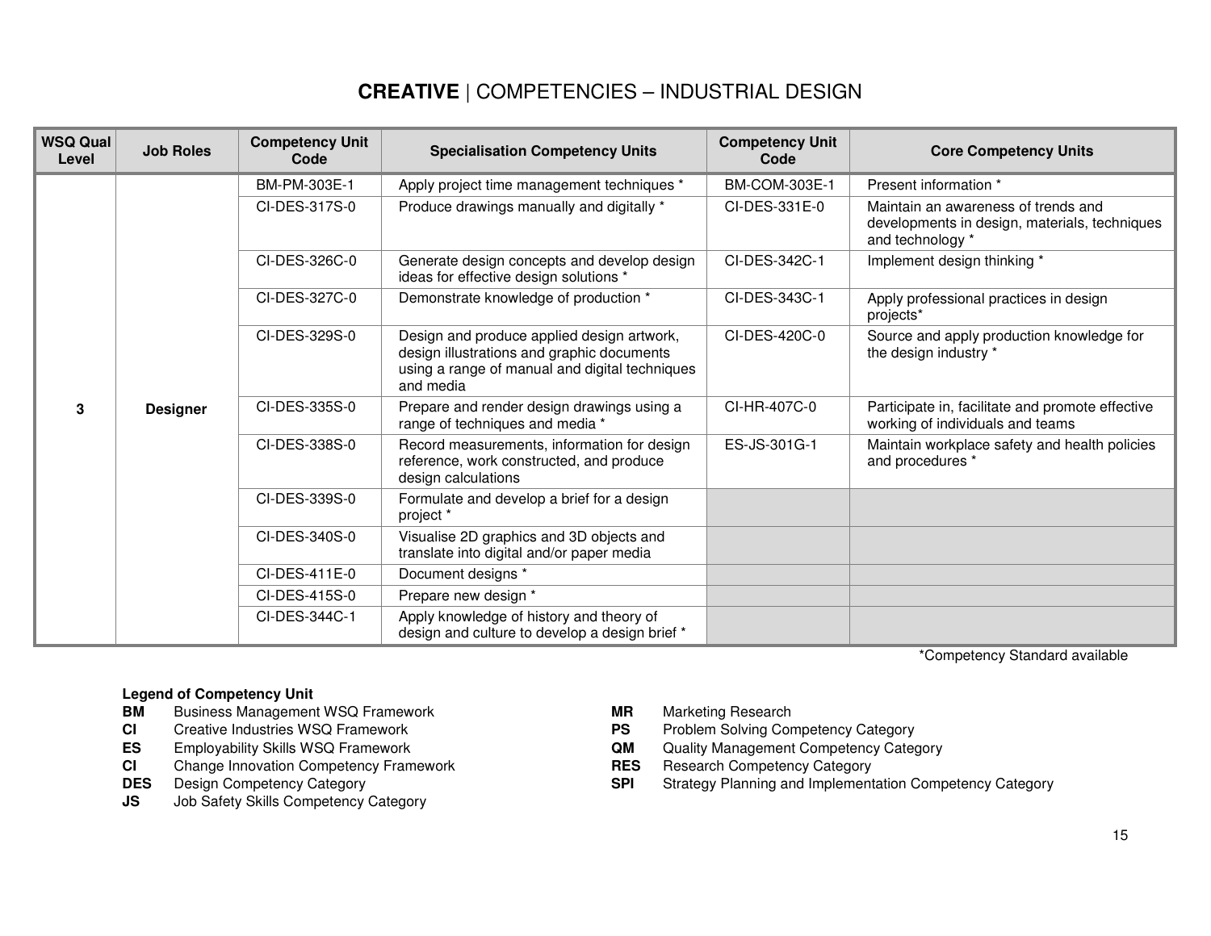# **CREATIVE** | COMPETENCIES – INDUSTRIAL DESIGN

| WSQ Qual Level | Job Roles | Competency Unit Code | Specialisation Competency Units | Competency Unit Code | Core Competency Units |
|---|---|---|---|---|---|
| 3 | Designer | BM-PM-303E-1 | Apply project time management techniques * | BM-COM-303E-1 | Present information * |
| | | CI-DES-317S-0 | Produce drawings manually and digitally * | CI-DES-331E-0 | Maintain an awareness of trends and developments in design, materials, techniques and technology * |
| | | CI-DES-326C-0 | Generate design concepts and develop design ideas for effective design solutions * | CI-DES-342C-1 | Implement design thinking * |
| | | CI-DES-327C-0 | Demonstrate knowledge of production * | CI-DES-343C-1 | Apply professional practices in design projects* |
| | | CI-DES-329S-0 | Design and produce applied design artwork, design illustrations and graphic documents using a range of manual and digital techniques and media | CI-DES-420C-0 | Source and apply production knowledge for the design industry * |
| | | CI-DES-335S-0 | Prepare and render design drawings using a range of techniques and media * | CI-HR-407C-0 | Participate in, facilitate and promote effective working of individuals and teams |
| | | CI-DES-338S-0 | Record measurements, information for design reference, work constructed, and produce design calculations | ES-JS-301G-1 | Maintain workplace safety and health policies and procedures * |
| | | CI-DES-339S-0 | Formulate and develop a brief for a design project * | | |
| | | CI-DES-340S-0 | Visualise 2D graphics and 3D objects and translate into digital and/or paper media | | |
| | | CI-DES-411E-0 | Document designs * | | |
| | | CI-DES-415S-0 | Prepare new design * | | |
| | | CI-DES-344C-1 | Apply knowledge of history and theory of design and culture to develop a design brief * | | |

*Competency Standard available

**Legend of Competency Unit**

- **BM** Business Management WSQ Framework
- **CI** Creative Industries WSQ Framework
- **ES** Employability Skills WSQ Framework
- **CI** Change Innovation Competency Framework
- **DES** Design Competency Category
- **JS** Job Safety Skills Competency Category
- **MR** Marketing Research
- **PS** Problem Solving Competency Category
- **QM** Quality Management Competency Category
- **RES** Research Competency Category
- **SPI** Strategy Planning and Implementation Competency Category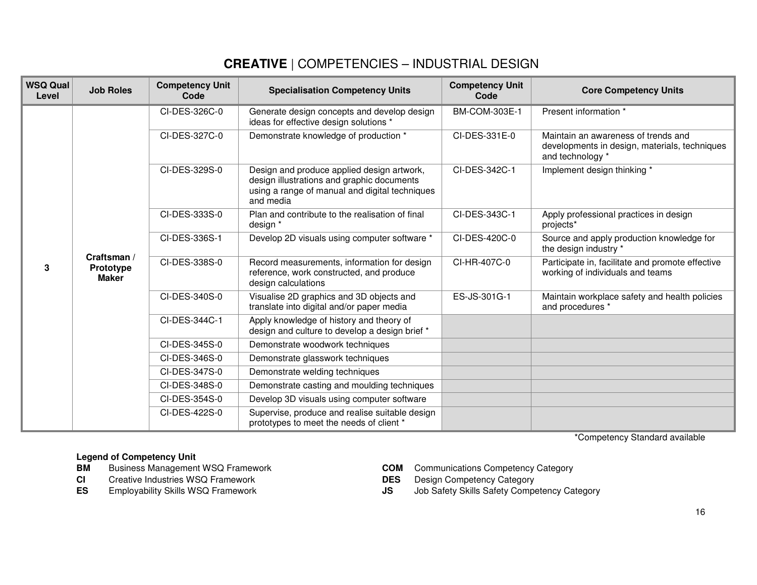## **CREATIVE** | COMPETENCIES – INDUSTRIAL DESIGN

| WSQ Qual Level | Job Roles | Competency Unit Code | Specialisation Competency Units | Competency Unit Code | Core Competency Units |
|---|---|---|---|---|---|
| 3 | Craftsman / Prototype Maker | CI-DES-326C-0 | Generate design concepts and develop design ideas for effective design solutions * | BM-COM-303E-1 | Present information * |
| | | CI-DES-327C-0 | Demonstrate knowledge of production * | CI-DES-331E-0 | Maintain an awareness of trends and developments in design, materials, techniques and technology * |
| | | CI-DES-329S-0 | Design and produce applied design artwork, design illustrations and graphic documents using a range of manual and digital techniques and media | CI-DES-342C-1 | Implement design thinking * |
| | | CI-DES-333S-0 | Plan and contribute to the realisation of final design * | CI-DES-343C-1 | Apply professional practices in design projects* |
| | | CI-DES-336S-1 | Develop 2D visuals using computer software * | CI-DES-420C-0 | Source and apply production knowledge for the design industry * |
| | | CI-DES-338S-0 | Record measurements, information for design reference, work constructed, and produce design calculations | CI-HR-407C-0 | Participate in, facilitate and promote effective working of individuals and teams |
| | | CI-DES-340S-0 | Visualise 2D graphics and 3D objects and translate into digital and/or paper media | ES-JS-301G-1 | Maintain workplace safety and health policies and procedures * |
| | | CI-DES-344C-1 | Apply knowledge of history and theory of design and culture to develop a design brief * | | |
| | | CI-DES-345S-0 | Demonstrate woodwork techniques | | |
| | | CI-DES-346S-0 | Demonstrate glasswork techniques | | |
| | | CI-DES-347S-0 | Demonstrate welding techniques | | |
| | | CI-DES-348S-0 | Demonstrate casting and moulding techniques | | |
| | | CI-DES-354S-0 | Develop 3D visuals using computer software | | |
| | | CI-DES-422S-0 | Supervise, produce and realise suitable design prototypes to meet the needs of client * | | |

*Competency Standard available

**Legend of Competency Unit**

**BM** Business Management WSQ Framework
**CI** Creative Industries WSQ Framework
**ES** Employability Skills WSQ Framework
**COM** Communications Competency Category
**DES** Design Competency Category
**JS** Job Safety Skills Safety Competency Category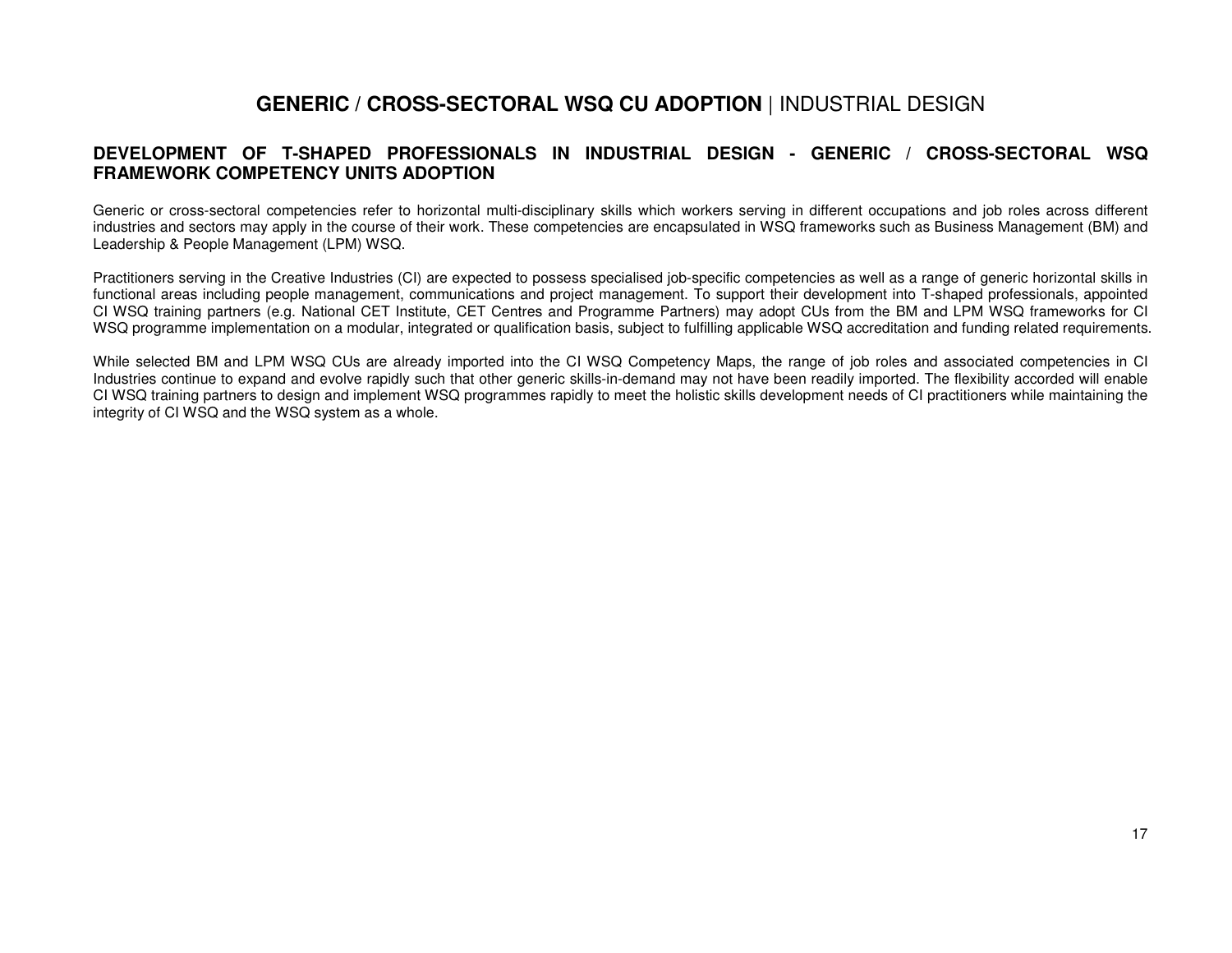# **GENERIC / CROSS-SECTORAL WSQ CU ADOPTION** | INDUSTRIAL DESIGN

## DEVELOPMENT OF T-SHAPED PROFESSIONALS IN INDUSTRIAL DESIGN - GENERIC / CROSS-SECTORAL WSQ FRAMEWORK COMPETENCY UNITS ADOPTION

Generic or cross-sectoral competencies refer to horizontal multi-disciplinary skills which workers serving in different occupations and job roles across different industries and sectors may apply in the course of their work. These competencies are encapsulated in WSQ frameworks such as Business Management (BM) and Leadership & People Management (LPM) WSQ.

Practitioners serving in the Creative Industries (CI) are expected to possess specialised job-specific competencies as well as a range of generic horizontal skills in functional areas including people management, communications and project management. To support their development into T-shaped professionals, appointed CI WSQ training partners (e.g. National CET Institute, CET Centres and Programme Partners) may adopt CUs from the BM and LPM WSQ frameworks for CI WSQ programme implementation on a modular, integrated or qualification basis, subject to fulfilling applicable WSQ accreditation and funding related requirements.

While selected BM and LPM WSQ CUs are already imported into the CI WSQ Competency Maps, the range of job roles and associated competencies in CI Industries continue to expand and evolve rapidly such that other generic skills-in-demand may not have been readily imported. The flexibility accorded will enable CI WSQ training partners to design and implement WSQ programmes rapidly to meet the holistic skills development needs of CI practitioners while maintaining the integrity of CI WSQ and the WSQ system as a whole.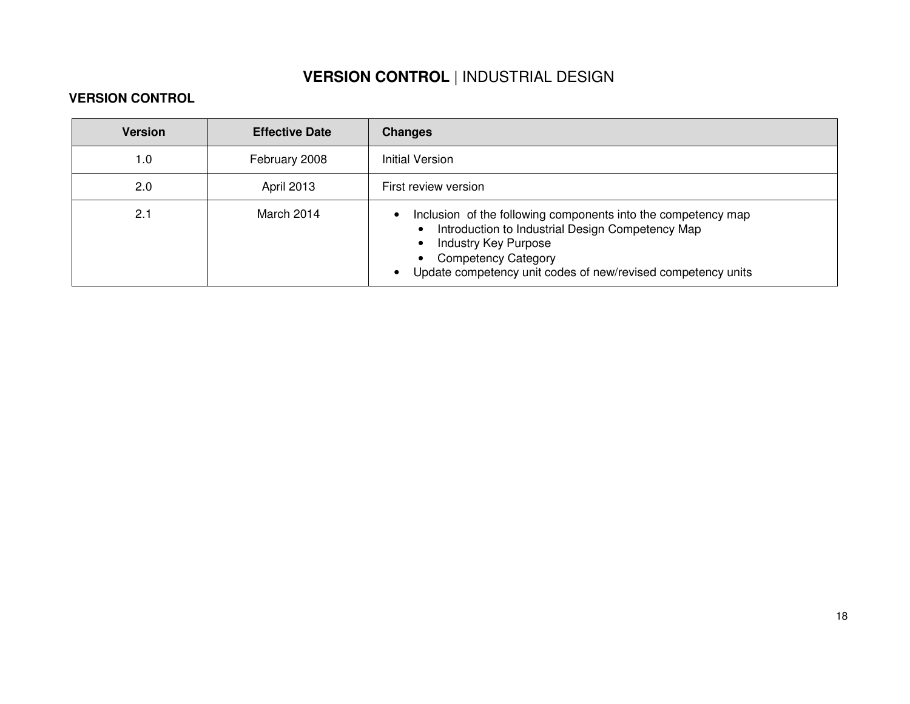# **VERSION CONTROL** | INDUSTRIAL DESIGN

## VERSION CONTROL

| Version | Effective Date | Changes |
|---|---|---|
| 1.0 | February 2008 | Initial Version |
| 2.0 | April 2013 | First review version |
| 2.1 | March 2014 | • Inclusion of the following components into the competency map<br>  • Introduction to Industrial Design Competency Map<br>  • Industry Key Purpose<br>  • Competency Category<br>• Update competency unit codes of new/revised competency units |